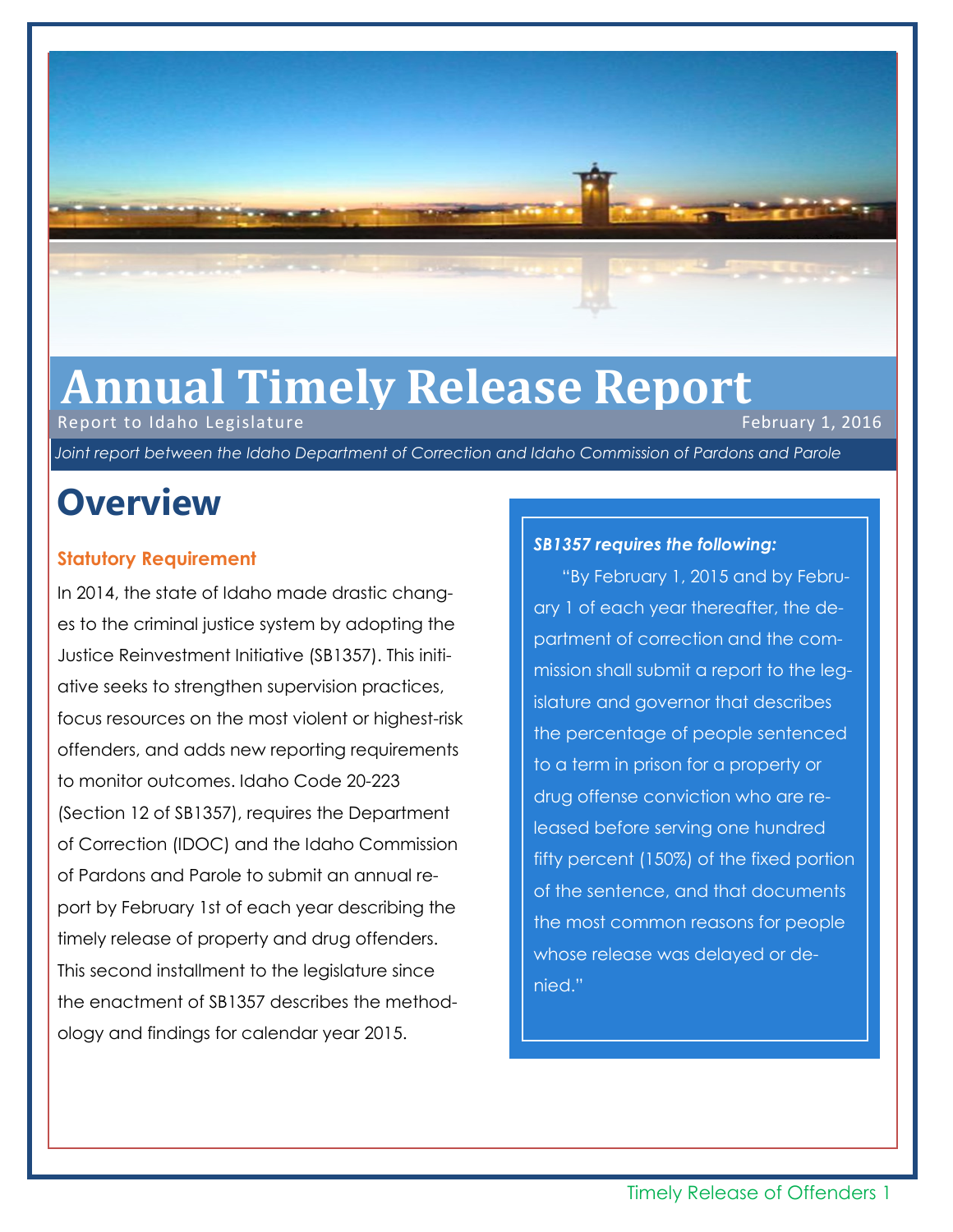# Annual Timely Release Report

Report to Idaho Legislature

February 1, 2016

*Joint report between the Idaho Department of Correction and Idaho Commission of Pardons and Parole*

## Overview

### Statutory Requirement

In 2014, the state of Idaho made drastic changes to the criminal justice system by adopting the Justice Reinvestment Initiative (SB1357). This initiative seeks to strengthen supervision practices, focus resources on the most violent or highest-risk offenders, and adds new reporting requirements to monitor outcomes. Idaho Code 20-223 (Section 12 of SB1357), requires the Department of Correction (IDOC) and the Idaho Commission of Pardons and Parole to submit an annual report by February 1st of each year describing the timely release of property and drug offenders. This second installment to the legislature since the enactment of SB1357 describes the methodology and findings for calendar year 2015.

***SB1357 requires the following:***

"By February 1, 2015 and by February 1 of each year thereafter, the department of correction and the commission shall submit a report to the legislature and governor that describes the percentage of people sentenced to a term in prison for a property or drug offense conviction who are released before serving one hundred fifty percent (150%) of the fixed portion of the sentence, and that documents the most common reasons for people whose release was delayed or denied."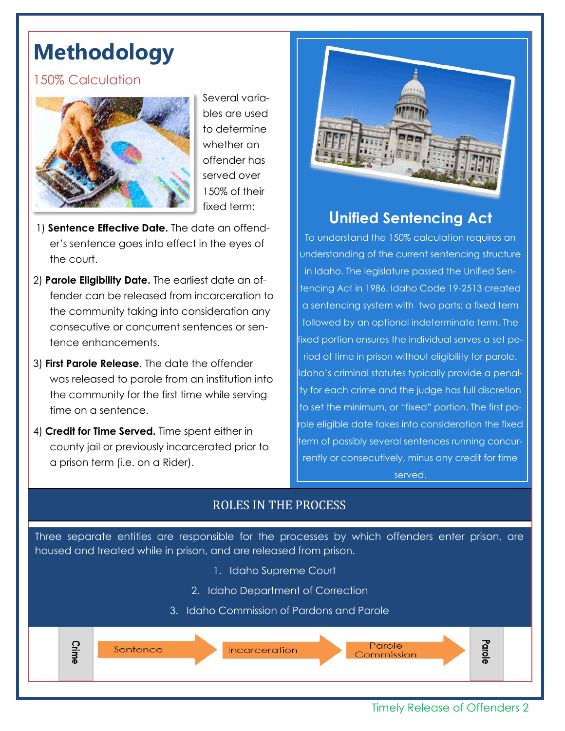# Methodology

## 150% Calculation

Several variables are used to determine whether an offender has served over 150% of their fixed term:

1) **Sentence Effective Date.** The date an offender's sentence goes into effect in the eyes of the court.
2) **Parole Eligibility Date.** The earliest date an offender can be released from incarceration to the community taking into consideration any consecutive or concurrent sentences or sentence enhancements.
3) **First Parole Release**. The date the offender was released to parole from an institution into the community for the first time while serving time on a sentence.
4) **Credit for Time Served.** Time spent either in county jail or previously incarcerated prior to a prison term (i.e. on a Rider).

## Unified Sentencing Act

To understand the 150% calculation requires an understanding of the current sentencing structure in Idaho. The legislature passed the Unified Sentencing Act in 1986. Idaho Code 19-2513 created a sentencing system with two parts; a fixed term followed by an optional indeterminate term. The fixed portion ensures the individual serves a set period of time in prison without eligibility for parole. Idaho's criminal statutes typically provide a penalty for each crime and the judge has full discretion to set the minimum, or "fixed" portion. The first parole eligible date takes into consideration the fixed term of possibly several sentences running concurrently or consecutively, minus any credit for time served.

## ROLES IN THE PROCESS

Three separate entities are responsible for the processes by which offenders enter prison, are housed and treated while in prison, and are released from prison.

1. Idaho Supreme Court
2. Idaho Department of Correction
3. Idaho Commission of Pardons and Parole

Crime → Sentence → Incarceration → Parole Commission → Parole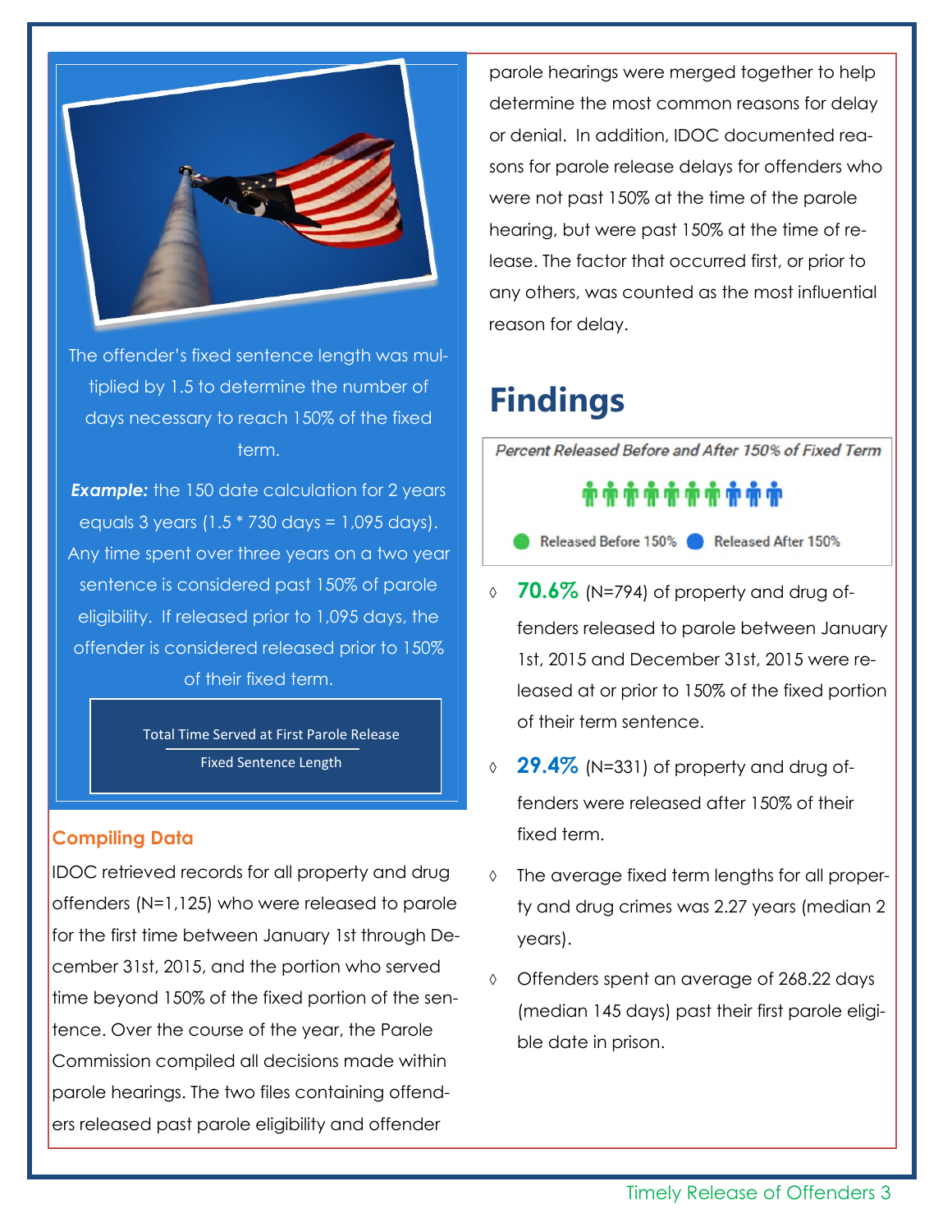The offender's fixed sentence length was multiplied by 1.5 to determine the number of days necessary to reach 150% of the fixed term.

***Example:*** the 150 date calculation for 2 years equals 3 years (1.5 * 730 days = 1,095 days). Any time spent over three years on a two year sentence is considered past 150% of parole eligibility. If released prior to 1,095 days, the offender is considered released prior to 150% of their fixed term.

$$\frac{\text{Total Time Served at First Parole Release}}{\text{Fixed Sentence Length}}$$

### Compiling Data

IDOC retrieved records for all property and drug offenders (N=1,125) who were released to parole for the first time between January 1st through December 31st, 2015, and the portion who served time beyond 150% of the fixed portion of the sentence. Over the course of the year, the Parole Commission compiled all decisions made within parole hearings. The two files containing offenders released past parole eligibility and offender parole hearings were merged together to help determine the most common reasons for delay or denial. In addition, IDOC documented reasons for parole release delays for offenders who were not past 150% at the time of the parole hearing, but were past 150% at the time of release. The factor that occurred first, or prior to any others, was counted as the most influential reason for delay.

# Findings

*Percent Released Before and After 150% of Fixed Term*

Released Before 150% | Released After 150%

- **70.6%** (N=794) of property and drug offenders released to parole between January 1st, 2015 and December 31st, 2015 were released at or prior to 150% of the fixed portion of their term sentence.
- **29.4%** (N=331) of property and drug offenders were released after 150% of their fixed term.
- The average fixed term lengths for all property and drug crimes was 2.27 years (median 2 years).
- Offenders spent an average of 268.22 days (median 145 days) past their first parole eligible date in prison.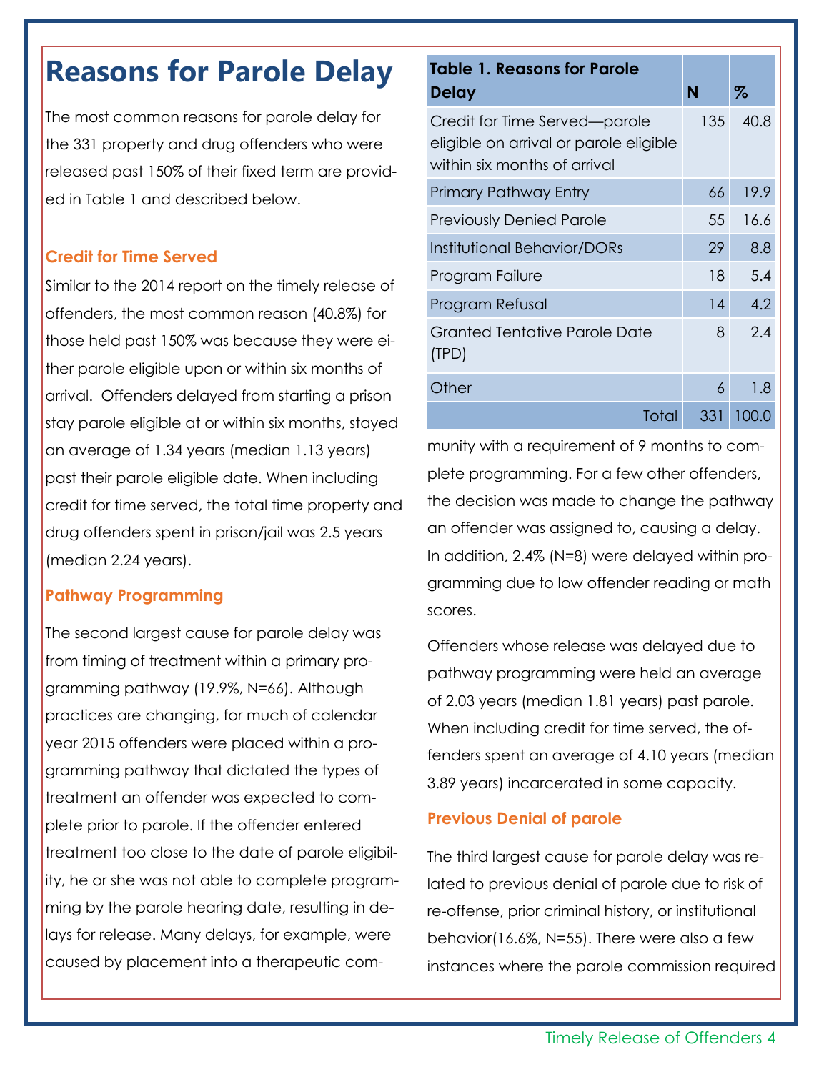# Reasons for Parole Delay

The most common reasons for parole delay for the 331 property and drug offenders who were released past 150% of their fixed term are provided in Table 1 and described below.

| Table 1. Reasons for Parole Delay | N | % |
|---|---|---|
| Credit for Time Served—parole eligible on arrival or parole eligible within six months of arrival | 135 | 40.8 |
| Primary Pathway Entry | 66 | 19.9 |
| Previously Denied Parole | 55 | 16.6 |
| Institutional Behavior/DORs | 29 | 8.8 |
| Program Failure | 18 | 5.4 |
| Program Refusal | 14 | 4.2 |
| Granted Tentative Parole Date (TPD) | 8 | 2.4 |
| Other | 6 | 1.8 |
| Total | 331 | 100.0 |

### Credit for Time Served

Similar to the 2014 report on the timely release of offenders, the most common reason (40.8%) for those held past 150% was because they were either parole eligible upon or within six months of arrival. Offenders delayed from starting a prison stay parole eligible at or within six months, stayed an average of 1.34 years (median 1.13 years) past their parole eligible date. When including credit for time served, the total time property and drug offenders spent in prison/jail was 2.5 years (median 2.24 years).

### Pathway Programming

The second largest cause for parole delay was from timing of treatment within a primary programming pathway (19.9%, N=66). Although practices are changing, for much of calendar year 2015 offenders were placed within a programming pathway that dictated the types of treatment an offender was expected to complete prior to parole. If the offender entered treatment too close to the date of parole eligibility, he or she was not able to complete programming by the parole hearing date, resulting in delays for release. Many delays, for example, were caused by placement into a therapeutic community with a requirement of 9 months to complete programming. For a few other offenders, the decision was made to change the pathway an offender was assigned to, causing a delay. In addition, 2.4% (N=8) were delayed within programming due to low offender reading or math scores.

Offenders whose release was delayed due to pathway programming were held an average of 2.03 years (median 1.81 years) past parole. When including credit for time served, the offenders spent an average of 4.10 years (median 3.89 years) incarcerated in some capacity.

### Previous Denial of parole

The third largest cause for parole delay was related to previous denial of parole due to risk of re-offense, prior criminal history, or institutional behavior(16.6%, N=55). There were also a few instances where the parole commission required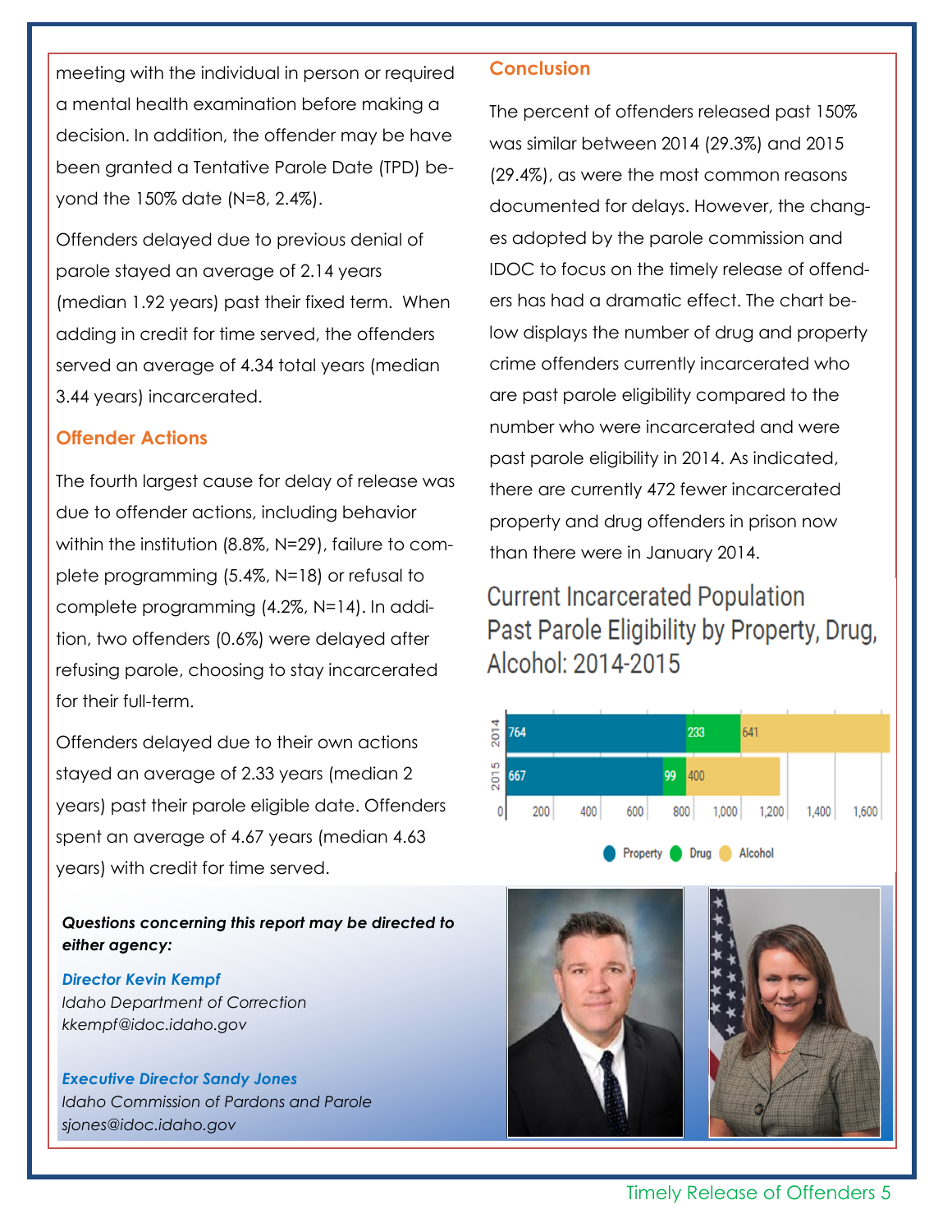meeting with the individual in person or required a mental health examination before making a decision. In addition, the offender may be have been granted a Tentative Parole Date (TPD) beyond the 150% date (N=8, 2.4%).

Offenders delayed due to previous denial of parole stayed an average of 2.14 years (median 1.92 years) past their fixed term. When adding in credit for time served, the offenders served an average of 4.34 total years (median 3.44 years) incarcerated.

## Offender Actions

The fourth largest cause for delay of release was due to offender actions, including behavior within the institution (8.8%, N=29), failure to complete programming (5.4%, N=18) or refusal to complete programming (4.2%, N=14). In addition, two offenders (0.6%) were delayed after refusing parole, choosing to stay incarcerated for their full-term.

Offenders delayed due to their own actions stayed an average of 2.33 years (median 2 years) past their parole eligible date. Offenders spent an average of 4.67 years (median 4.63 years) with credit for time served.

***Questions concerning this report may be directed to either agency:***

***Director Kevin Kempf***
*Idaho Department of Correction*
*kkempf@idoc.idaho.gov*

***Executive Director Sandy Jones***
*Idaho Commission of Pardons and Parole*
*sjones@idoc.idaho.gov*

## Conclusion

The percent of offenders released past 150% was similar between 2014 (29.3%) and 2015 (29.4%), as were the most common reasons documented for delays. However, the changes adopted by the parole commission and IDOC to focus on the timely release of offenders has had a dramatic effect. The chart below displays the number of drug and property crime offenders currently incarcerated who are past parole eligibility compared to the number who were incarcerated and were past parole eligibility in 2014. As indicated, there are currently 472 fewer incarcerated property and drug offenders in prison now than there were in January 2014.

### Current Incarcerated Population Past Parole Eligibility by Property, Drug, Alcohol: 2014-2015

2014: 764, 233, 641
2015: 667, 99, 400
0, 200, 400, 600, 800, 1,000, 1,200, 1,400, 1,600
Property, Drug, Alcohol